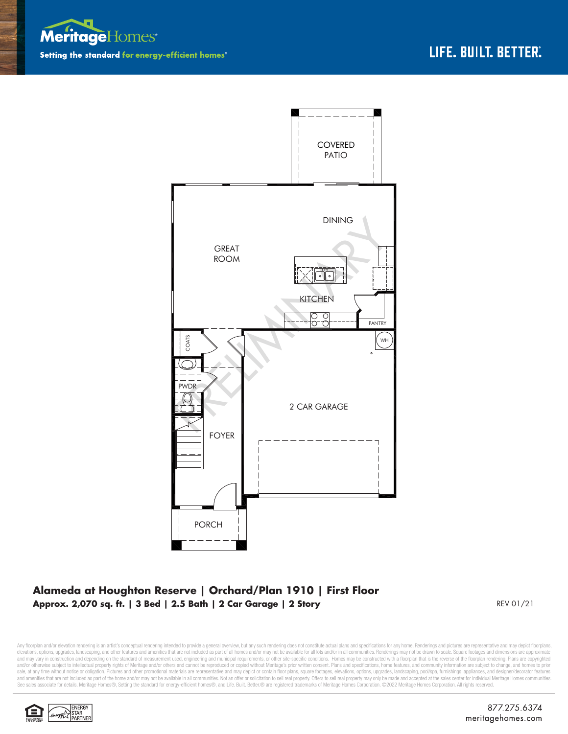Meritage Homes

Setting the standard for energy-efficient homes®

LIFE. BUILT. BETTER.®

COVERED PATIO

DINING

GREAT ROOM

KITCHEN

PANTRY

COATS

WH

PWDR

2 CAR GARAGE

FOYER

PORCH

PRELIMINARY

**Alameda at Houghton Reserve | Orchard/Plan 1910 | First Floor**

**Approx. 2,070 sq. ft. | 3 Bed | 2.5 Bath | 2 Car Garage | 2 Story**

REV 01/21

Any floorplan and/or elevation rendering is an artist's conceptual rendering intended to provide a general overview, but any such rendering does not constitute actual plans and specifications for any home. Renderings and pictures are representative and may depict floorplans, elevations, options, upgrades, landscaping, and other features and amenities that are not included as part of all homes and/or may not be available for all lots and/or in all communities. Renderings may not be drawn to scale. Square footages and dimensions are approximate and may vary in construction and depending on the standard of measurement used, engineering and municipal requirements, or other site-specific conditions. Homes may be constructed with a floorplan that is the reverse of the floorplan rendering. Plans are copyrighted and/or otherwise subject to intellectual property rights of Meritage and/or others and cannot be reproduced or copied without Meritage's prior written consent. Plans and specifications, home features, and community information are subject to change, and homes to prior sale, at any time without notice or obligation. Pictures and other promotional materials are representative and may depict or contain floor plans, square footages, elevations, options, upgrades, landscaping, pool/spa, furnishings, appliances, and designer/decorator features and amenities that are not included as part of the home and/or may not be available in all communities. Not an offer or solicitation to sell real property. Offers to sell real property may only be made and accepted at the sales center for individual Meritage Homes communities. See sales associate for details. Meritage Homes®, Setting the standard for energy-efficient homes®, and Life. Built. Better.® are registered trademarks of Meritage Homes Corporation. ©2022 Meritage Homes Corporation. All rights reserved.

ENERGY STAR PARTNER

877.275.6374
meritagehomes.com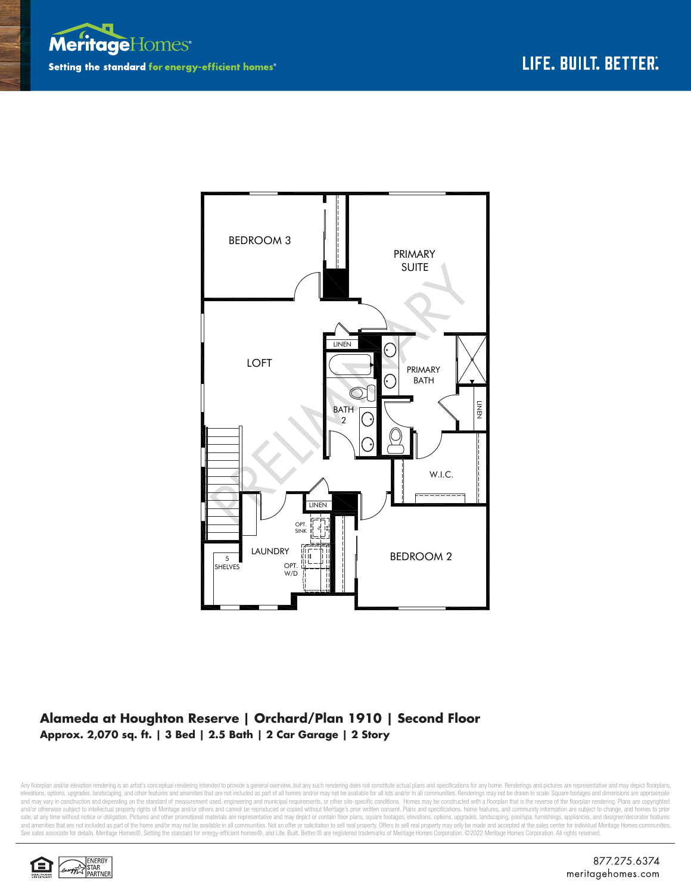Meritage Homes
Setting the standard for energy-efficient homes®

LIFE. BUILT. BETTER.

BEDROOM 3

PRIMARY SUITE

LINEN

LOFT

PRIMARY BATH

LINEN

BATH 2

W.I.C.

LINEN

OPT. SINK

LAUNDRY

5 SHELVES

OPT. W/D

BEDROOM 2

PRELIMINARY

**Alameda at Houghton Reserve | Orchard/Plan 1910 | Second Floor**

**Approx. 2,070 sq. ft. | 3 Bed | 2.5 Bath | 2 Car Garage | 2 Story**

Any floorplan and/or elevation rendering is an artist's conceptual rendering intended to provide a general overview, but any such rendering does not constitute actual plans and specifications for any home. Renderings and pictures are representative and may depict floorplans, elevations, options, upgrades, landscaping, and other features and amenities that are not included as part of all homes and/or may not be available for all lots and/or in all communities. Renderings may not be drawn to scale. Square footages and dimensions are approximate and may vary in construction and depending on the standard of measurement used, engineering and municipal requirements, or other site-specific conditions. Homes may be constructed with a floorplan that is the reverse of the floorplan rendering. Plans are copyrighted and/or otherwise subject to intellectual property rights of Meritage and/or others and cannot be reproduced or copied without Meritage's prior written consent. Plans and specifications, home features, and community information are subject to change, and homes to prior sale, at any time without notice or obligation. Pictures and other promotional materials are representative and may depict or contain floor plans, square footages, elevations, options, upgrades, landscaping, pool/spa, furnishings, appliances, and designer/decorator features and amenities that are not included as part of the home and/or may not be available in all communities. Not an offer or solicitation to sell real property. Offers to sell real property may only be made and accepted at the sales center for individual Meritage Homes communities. See sales associate for details. Meritage Homes®, Setting the standard for energy-efficient homes®, and Life. Built. Better.® are registered trademarks of Meritage Homes Corporation. ©2022 Meritage Homes Corporation. All rights reserved.

ENERGY STAR PARTNER

877.275.6374
meritagehomes.com